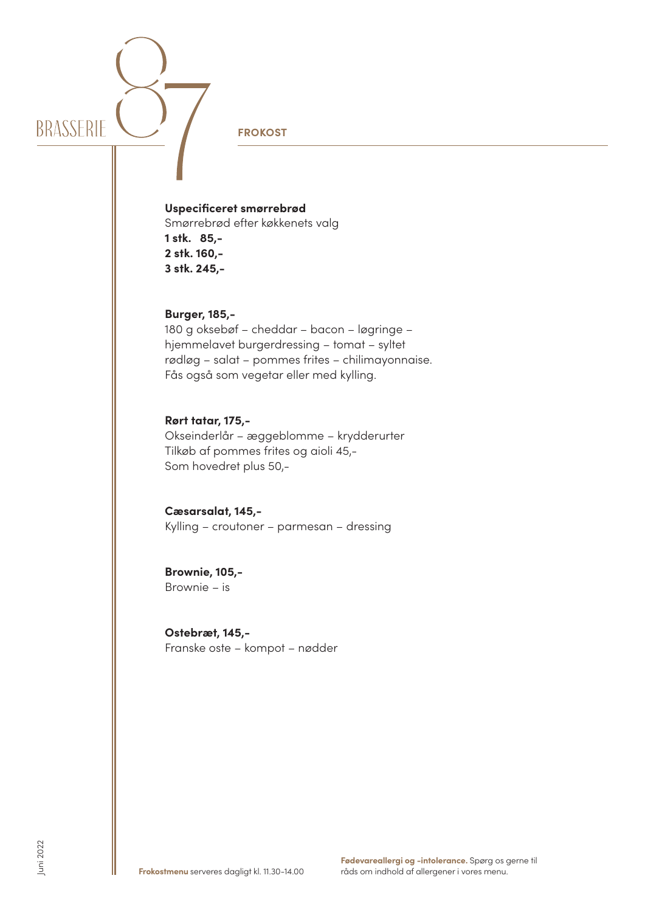BRASSERIE 87

## FROKOST

**Uspecificeret smørrebrød**
Smørrebrød efter køkkenets valg
**1 stk. 85,-**
**2 stk. 160,-**
**3 stk. 245,-**

**Burger, 185,-**
180 g oksebøf – cheddar – bacon – løgringe – hjemmelavet burgerdressing – tomat – syltet rødløg – salat – pommes frites – chilimayonnaise.
Fås også som vegetar eller med kylling.

**Rørt tatar, 175,-**
Okseinderlår – æggeblomme – krydderurter
Tilkøb af pommes frites og aioli 45,-
Som hovedret plus 50,-

**Cæsarsalat, 145,-**
Kylling – croutoner – parmesan – dressing

**Brownie, 105,-**
Brownie – is

**Ostebræt, 145,-**
Franske oste – kompot – nødder

Juni 2022

**Frokostmenu** serveres dagligt kl. 11.30-14.00

**Fødevareallergi og -intolerance.** Spørg os gerne til råds om indhold af allergener i vores menu.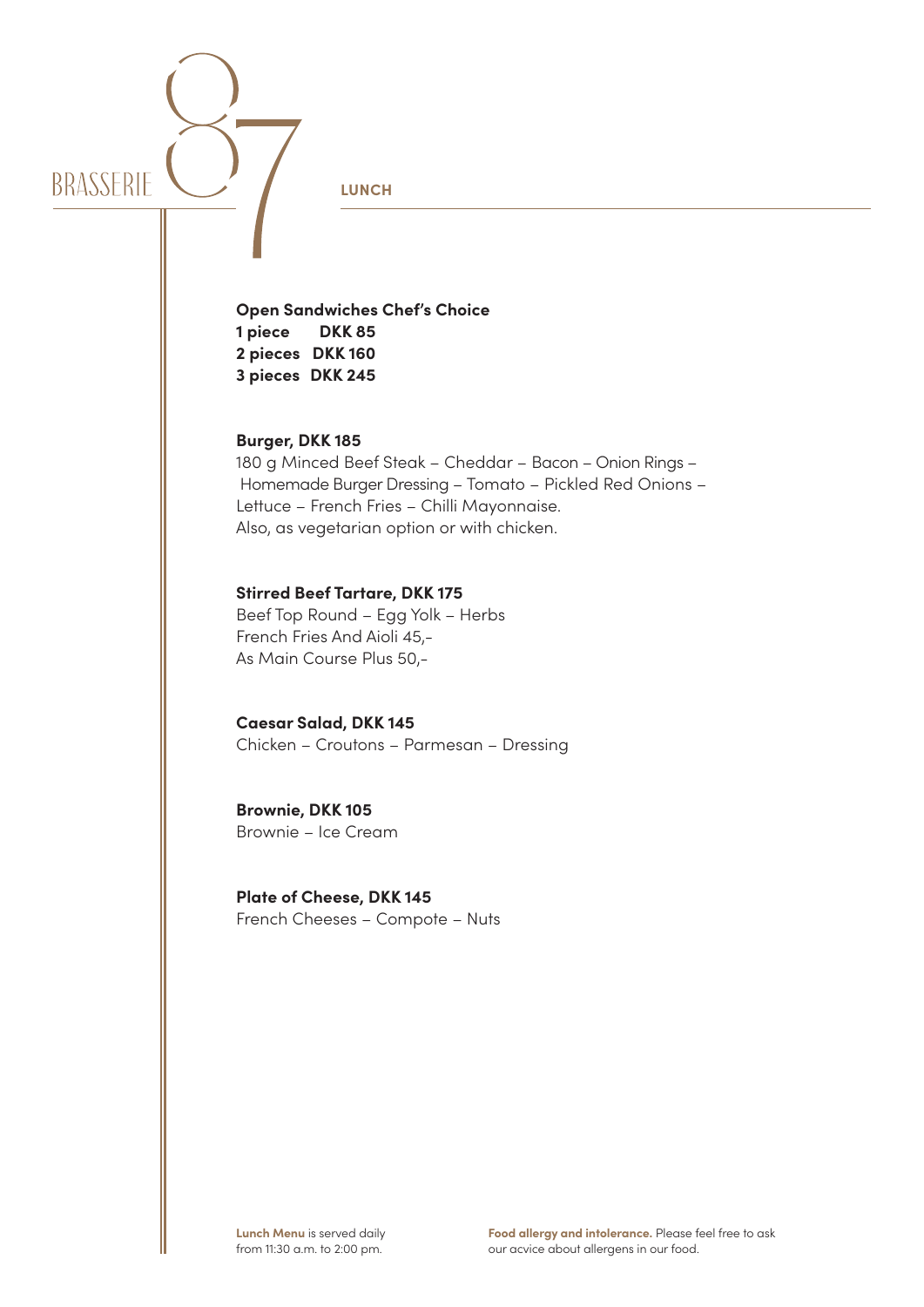BRASSERIE 87

## LUNCH

**Open Sandwiches Chef's Choice**
**1 piece DKK 85**
**2 pieces DKK 160**
**3 pieces DKK 245**

**Burger, DKK 185**
180 g Minced Beef Steak – Cheddar – Bacon – Onion Rings – Homemade Burger Dressing – Tomato – Pickled Red Onions – Lettuce – French Fries – Chilli Mayonnaise.
Also, as vegetarian option or with chicken.

**Stirred Beef Tartare, DKK 175**
Beef Top Round – Egg Yolk – Herbs
French Fries And Aioli 45,-
As Main Course Plus 50,-

**Caesar Salad, DKK 145**
Chicken – Croutons – Parmesan – Dressing

**Brownie, DKK 105**
Brownie – Ice Cream

**Plate of Cheese, DKK 145**
French Cheeses – Compote – Nuts

**Lunch Menu** is served daily from 11:30 a.m. to 2:00 pm.

**Food allergy and intolerance.** Please feel free to ask our acvice about allergens in our food.